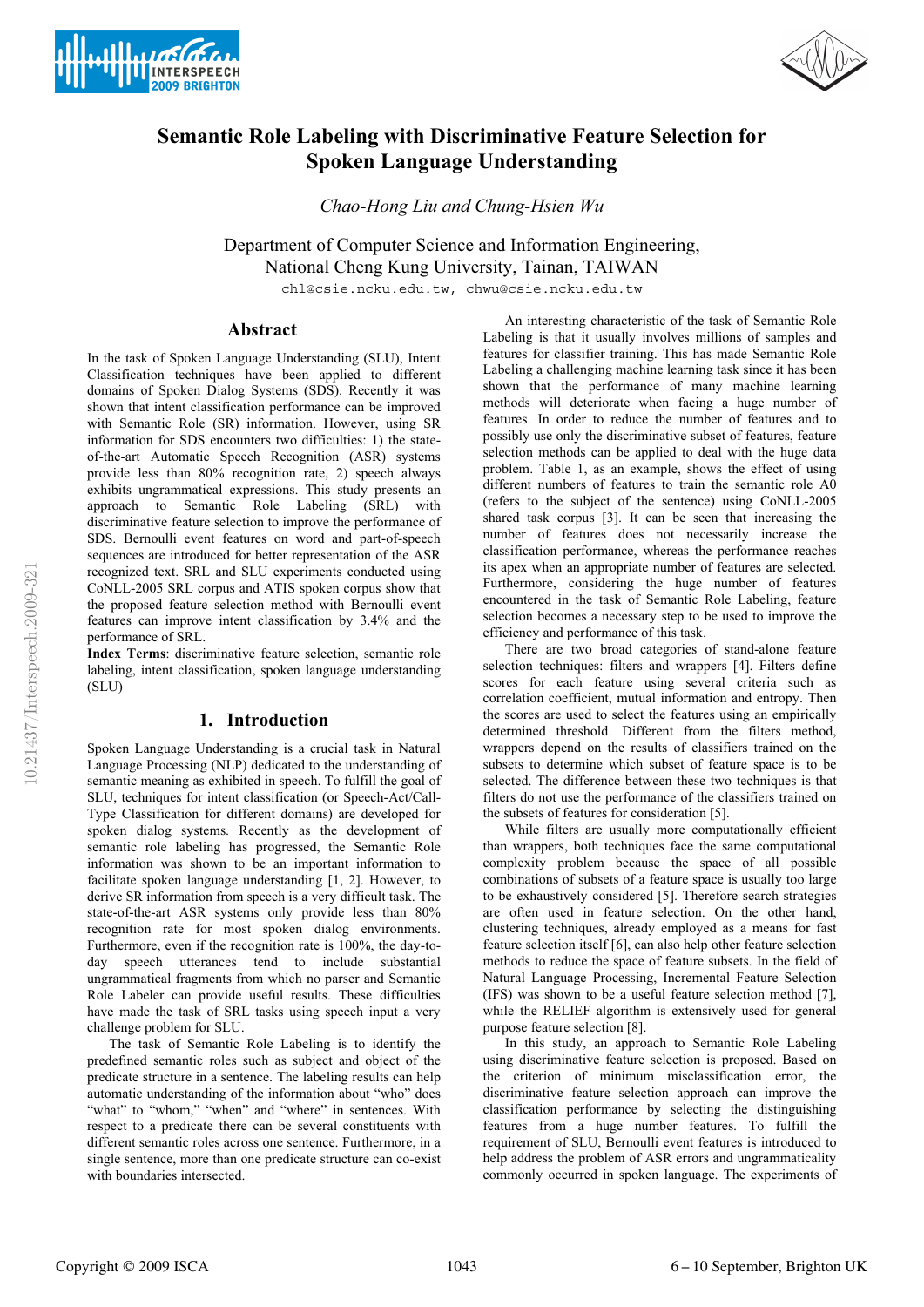# Semantic Role Labeling with Discriminative Feature Selection for Spoken Language Understanding

*Chao-Hong Liu and Chung-Hsien Wu*

Department of Computer Science and Information Engineering,
National Cheng Kung University, Tainan, TAIWAN

chl@csie.ncku.edu.tw, chwu@csie.ncku.edu.tw

## Abstract

In the task of Spoken Language Understanding (SLU), Intent Classification techniques have been applied to different domains of Spoken Dialog Systems (SDS). Recently it was shown that intent classification performance can be improved with Semantic Role (SR) information. However, using SR information for SDS encounters two difficulties: 1) the state-of-the-art Automatic Speech Recognition (ASR) systems provide less than 80% recognition rate, 2) speech always exhibits ungrammatical expressions. This study presents an approach to Semantic Role Labeling (SRL) with discriminative feature selection to improve the performance of SDS. Bernoulli event features on word and part-of-speech sequences are introduced for better representation of the ASR recognized text. SRL and SLU experiments conducted using CoNLL-2005 SRL corpus and ATIS spoken corpus show that the proposed feature selection method with Bernoulli event features can improve intent classification by 3.4% and the performance of SRL.

**Index Terms**: discriminative feature selection, semantic role labeling, intent classification, spoken language understanding (SLU)

## 1. Introduction

Spoken Language Understanding is a crucial task in Natural Language Processing (NLP) dedicated to the understanding of semantic meaning as exhibited in speech. To fulfill the goal of SLU, techniques for intent classification (or Speech-Act/Call-Type Classification for different domains) are developed for spoken dialog systems. Recently as the development of semantic role labeling has progressed, the Semantic Role information was shown to be an important information to facilitate spoken language understanding [1, 2]. However, to derive SR information from speech is a very difficult task. The state-of-the-art ASR systems only provide less than 80% recognition rate for most spoken dialog environments. Furthermore, even if the recognition rate is 100%, the day-to-day speech utterances tend to include substantial ungrammatical fragments from which no parser and Semantic Role Labeler can provide useful results. These difficulties have made the task of SRL tasks using speech input a very challenge problem for SLU.

The task of Semantic Role Labeling is to identify the predefined semantic roles such as subject and object of the predicate structure in a sentence. The labeling results can help automatic understanding of the information about "who" does "what" to "whom," "when" and "where" in sentences. With respect to a predicate there can be several constituents with different semantic roles across one sentence. Furthermore, in a single sentence, more than one predicate structure can co-exist with boundaries intersected.

An interesting characteristic of the task of Semantic Role Labeling is that it usually involves millions of samples and features for classifier training. This has made Semantic Role Labeling a challenging machine learning task since it has been shown that the performance of many machine learning methods will deteriorate when facing a huge number of features. In order to reduce the number of features and to possibly use only the discriminative subset of features, feature selection methods can be applied to deal with the huge data problem. Table 1, as an example, shows the effect of using different numbers of features to train the semantic role A0 (refers to the subject of the sentence) using CoNLL-2005 shared task corpus [3]. It can be seen that increasing the number of features does not necessarily increase the classification performance, whereas the performance reaches its apex when an appropriate number of features are selected. Furthermore, considering the huge number of features encountered in the task of Semantic Role Labeling, feature selection becomes a necessary step to be used to improve the efficiency and performance of this task.

There are two broad categories of stand-alone feature selection techniques: filters and wrappers [4]. Filters define scores for each feature using several criteria such as correlation coefficient, mutual information and entropy. Then the scores are used to select the features using an empirically determined threshold. Different from the filters method, wrappers depend on the results of classifiers trained on the subsets to determine which subset of feature space is to be selected. The difference between these two techniques is that filters do not use the performance of the classifiers trained on the subsets of features for consideration [5].

While filters are usually more computationally efficient than wrappers, both techniques face the same computational complexity problem because the space of all possible combinations of subsets of a feature space is usually too large to be exhaustively considered [5]. Therefore search strategies are often used in feature selection. On the other hand, clustering techniques, already employed as a means for fast feature selection itself [6], can also help other feature selection methods to reduce the space of feature subsets. In the field of Natural Language Processing, Incremental Feature Selection (IFS) was shown to be a useful feature selection method [7], while the RELIEF algorithm is extensively used for general purpose feature selection [8].

In this study, an approach to Semantic Role Labeling using discriminative feature selection is proposed. Based on the criterion of minimum misclassification error, the discriminative feature selection approach can improve the classification performance by selecting the distinguishing features from a huge number features. To fulfill the requirement of SLU, Bernoulli event features is introduced to help address the problem of ASR errors and ungrammaticality commonly occurred in spoken language. The experiments of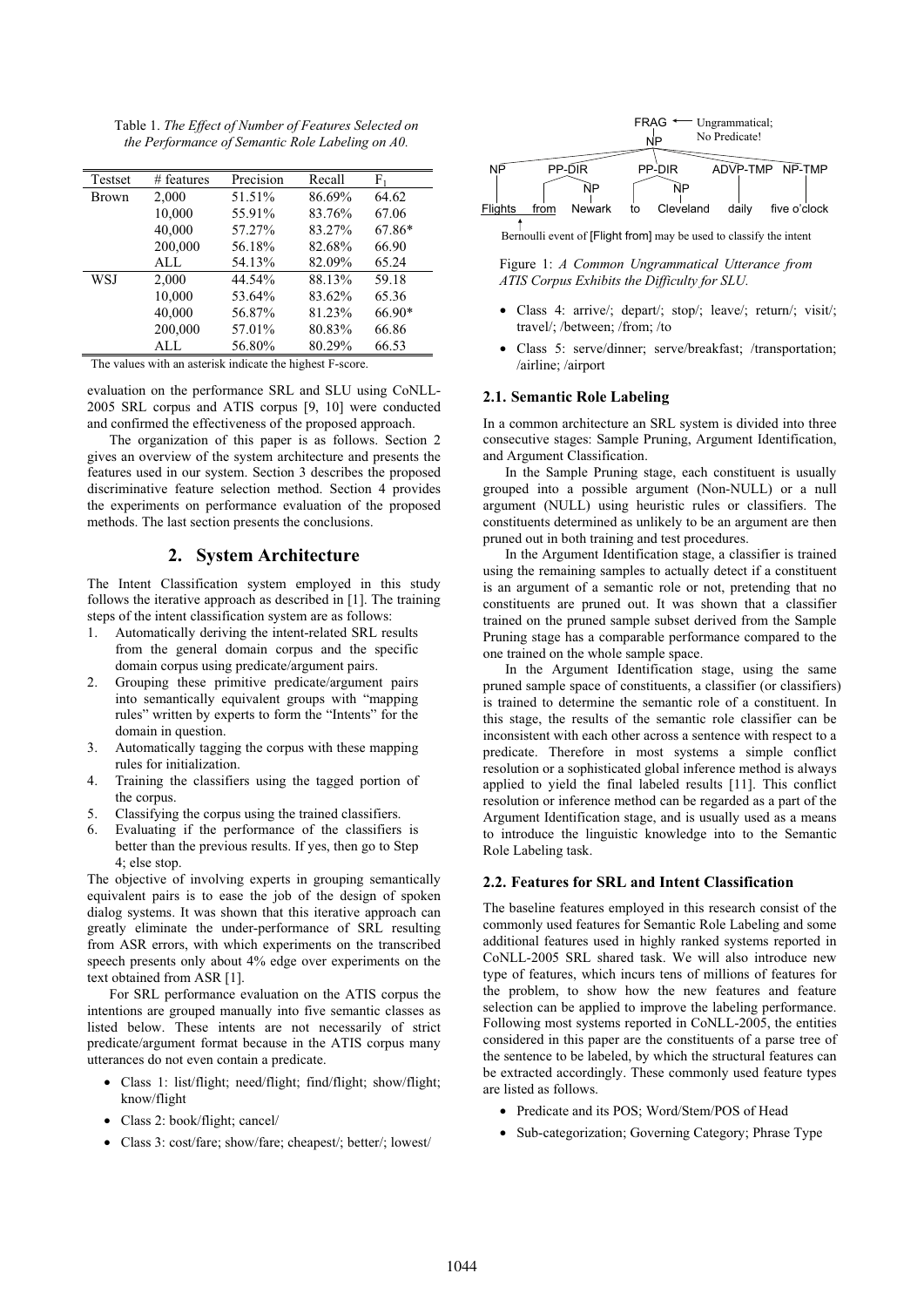Table 1. *The Effect of Number of Features Selected on the Performance of Semantic Role Labeling on A0.*

| Testset | # features | Precision | Recall | $F_1$ |
|---|---|---|---|---|
| Brown | 2,000 | 51.51% | 86.69% | 64.62 |
| | 10,000 | 55.91% | 83.76% | 67.06 |
| | 40,000 | 57.27% | 83.27% | 67.86* |
| | 200,000 | 56.18% | 82.68% | 66.90 |
| | ALL | 54.13% | 82.09% | 65.24 |
| WSJ | 2,000 | 44.54% | 88.13% | 59.18 |
| | 10,000 | 53.64% | 83.62% | 65.36 |
| | 40,000 | 56.87% | 81.23% | 66.90* |
| | 200,000 | 57.01% | 80.83% | 66.86 |
| | ALL | 56.80% | 80.29% | 66.53 |

The values with an asterisk indicate the highest F-score.

evaluation on the performance SRL and SLU using CoNLL-2005 SRL corpus and ATIS corpus [9, 10] were conducted and confirmed the effectiveness of the proposed approach.

The organization of this paper is as follows. Section 2 gives an overview of the system architecture and presents the features used in our system. Section 3 describes the proposed discriminative feature selection method. Section 4 provides the experiments on performance evaluation of the proposed methods. The last section presents the conclusions.

## 2. System Architecture

The Intent Classification system employed in this study follows the iterative approach as described in [1]. The training steps of the intent classification system are as follows:

1. Automatically deriving the intent-related SRL results from the general domain corpus and the specific domain corpus using predicate/argument pairs.
2. Grouping these primitive predicate/argument pairs into semantically equivalent groups with "mapping rules" written by experts to form the "Intents" for the domain in question.
3. Automatically tagging the corpus with these mapping rules for initialization.
4. Training the classifiers using the tagged portion of the corpus.
5. Classifying the corpus using the trained classifiers.
6. Evaluating if the performance of the classifiers is better than the previous results. If yes, then go to Step 4; else stop.

The objective of involving experts in grouping semantically equivalent pairs is to ease the job of the design of spoken dialog systems. It was shown that this iterative approach can greatly eliminate the under-performance of SRL resulting from ASR errors, with which experiments on the transcribed speech presents only about 4% edge over experiments on the text obtained from ASR [1].

For SRL performance evaluation on the ATIS corpus the intentions are grouped manually into five semantic classes as listed below. These intents are not necessarily of strict predicate/argument format because in the ATIS corpus many utterances do not even contain a predicate.

- Class 1: list/flight; need/flight; find/flight; show/flight; know/flight
- Class 2: book/flight; cancel/
- Class 3: cost/fare; show/fare; cheapest/; better/; lowest/
- Class 4: arrive/; depart/; stop/; leave/; return/; visit/; travel/; /between; /from; /to
- Class 5: serve/dinner; serve/breakfast; /transportation; /airline; /airport

```
                          FRAG  <-- Ungrammatical;
                           |        No Predicate!
                           NP
   NP      PP-DIR        PP-DIR       ADVP-TMP   NP-TMP
   |       |    NP       |    NP         |          |
Flights  from  Newark    to  Cleveland  daily  five o'clock
   ^
Bernoulli event of [Flight from] may be used to classify the intent
```

Figure 1: *A Common Ungrammatical Utterance from ATIS Corpus Exhibits the Difficulty for SLU.*

### 2.1. Semantic Role Labeling

In a common architecture an SRL system is divided into three consecutive stages: Sample Pruning, Argument Identification, and Argument Classification.

In the Sample Pruning stage, each constituent is usually grouped into a possible argument (Non-NULL) or a null argument (NULL) using heuristic rules or classifiers. The constituents determined as unlikely to be an argument are then pruned out in both training and test procedures.

In the Argument Identification stage, a classifier is trained using the remaining samples to actually detect if a constituent is an argument of a semantic role or not, pretending that no constituents are pruned out. It was shown that a classifier trained on the pruned sample subset derived from the Sample Pruning stage has a comparable performance compared to the one trained on the whole sample space.

In the Argument Identification stage, using the same pruned sample space of constituents, a classifier (or classifiers) is trained to determine the semantic role of a constituent. In this stage, the results of the semantic role classifier can be inconsistent with each other across a sentence with respect to a predicate. Therefore in most systems a simple conflict resolution or a sophisticated global inference method is always applied to yield the final labeled results [11]. This conflict resolution or inference method can be regarded as a part of the Argument Identification stage, and is usually used as a means to introduce the linguistic knowledge into to the Semantic Role Labeling task.

### 2.2. Features for SRL and Intent Classification

The baseline features employed in this research consist of the commonly used features for Semantic Role Labeling and some additional features used in highly ranked systems reported in CoNLL-2005 SRL shared task. We will also introduce new type of features, which incurs tens of millions of features for the problem, to show how the new features and feature selection can be applied to improve the labeling performance. Following most systems reported in CoNLL-2005, the entities considered in this paper are the constituents of a parse tree of the sentence to be labeled, by which the structural features can be extracted accordingly. These commonly used feature types are listed as follows.

- Predicate and its POS; Word/Stem/POS of Head
- Sub-categorization; Governing Category; Phrase Type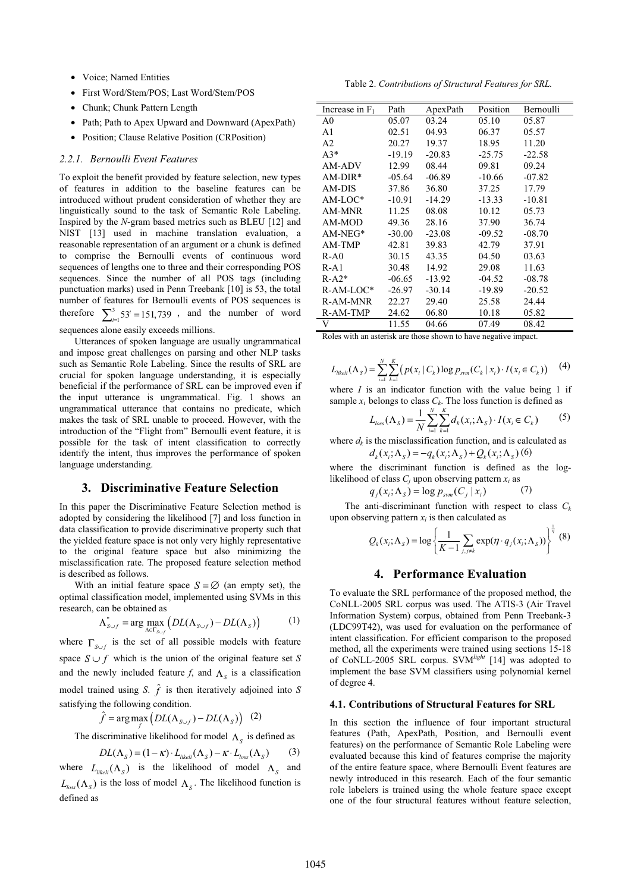- Voice; Named Entities
- First Word/Stem/POS; Last Word/Stem/POS
- Chunk; Chunk Pattern Length
- Path; Path to Apex Upward and Downward (ApexPath)
- Position; Clause Relative Position (CRPosition)

#### 2.2.1. Bernoulli Event Features

To exploit the benefit provided by feature selection, new types of features in addition to the baseline features can be introduced without prudent consideration of whether they are linguistically sound to the task of Semantic Role Labeling. Inspired by the *N*-gram based metrics such as BLEU [12] and NIST [13] used in machine translation evaluation, a reasonable representation of an argument or a chunk is defined to comprise the Bernoulli events of continuous word sequences of lengths one to three and their corresponding POS sequences. Since the number of all POS tags (including punctuation marks) used in Penn Treebank [10] is 53, the total number of features for Bernoulli events of POS sequences is therefore $\sum_{i=1}^{3} 53^i = 151{,}739$ , and the number of word sequences alone easily exceeds millions.

Utterances of spoken language are usually ungrammatical and impose great challenges on parsing and other NLP tasks such as Semantic Role Labeling. Since the results of SRL are crucial for spoken language understanding, it is especially beneficial if the performance of SRL can be improved even if the input utterance is ungrammatical. Fig. 1 shows an ungrammatical utterance that contains no predicate, which makes the task of SRL unable to proceed. However, with the introduction of the "Flight from" Bernoulli event feature, it is possible for the task of intent classification to correctly identify the intent, thus improves the performance of spoken language understanding.

## 3. Discriminative Feature Selection

In this paper the Discriminative Feature Selection method is adopted by considering the likelihood [7] and loss function in data classification to provide discriminative property such that the yielded feature space is not only very highly representative to the original feature space but also minimizing the misclassification rate. The proposed feature selection method is described as follows.

With an initial feature space $S = \varnothing$ (an empty set), the optimal classification model, implemented using SVMs in this research, can be obtained as

$$\Lambda^*_{S\cup f} = \arg\max_{\Lambda\in\Gamma_{S\cup f}} \left( DL(\Lambda_{S\cup f}) - DL(\Lambda_S) \right) \qquad (1)$$

where $\Gamma_{S\cup f}$ is the set of all possible models with feature space $S \cup f$ which is the union of the original feature set $S$ and the newly included feature $f$, and $\Lambda_S$ is a classification model trained using $S$. $\hat{f}$ is then iteratively adjoined into $S$ satisfying the following condition.

$$\hat{f} = \arg\max_{f} \left( DL(\Lambda_{S\cup f}) - DL(\Lambda_S) \right) \qquad (2)$$

The discriminative likelihood for model $\Lambda_S$ is defined as

$$DL(\Lambda_S) = (1-\kappa)\cdot L_{likeli}(\Lambda_S) - \kappa \cdot L_{loss}(\Lambda_S) \qquad (3)$$

where $L_{likeli}(\Lambda_S)$ is the likelihood of model $\Lambda_S$ and $L_{loss}(\Lambda_S)$ is the loss of model $\Lambda_S$. The likelihood function is defined as

$$L_{likeli}(\Lambda_S) = \sum_{i=1}^{N}\sum_{k=1}^{K} \left( p(x_i \mid C_k) \log p_{svm}(C_k \mid x_i) \cdot I(x_i \in C_k) \right) \qquad (4)$$

where $I$ is an indicator function with the value being 1 if sample $x_i$ belongs to class $C_k$. The loss function is defined as

$$L_{loss}(\Lambda_S) = \frac{1}{N} \sum_{i=1}^{N}\sum_{k=1}^{K} d_k(x_i;\Lambda_S) \cdot I(x_i \in C_k) \qquad (5)$$

where $d_k$ is the misclassification function, and is calculated as

$$d_k(x_i;\Lambda_S) = -q_k(x_i;\Lambda_S) + Q_k(x_i;\Lambda_S) \qquad (6)$$

where the discriminant function is defined as the log-likelihood of class $C_j$ upon observing pattern $x_i$ as

$$q_j(x_i;\Lambda_S) = \log p_{svm}(C_j \mid x_i) \qquad (7)$$

The anti-discriminant function with respect to class $C_k$ upon observing pattern $x_i$ is then calculated as

$$Q_k(x_i;\Lambda_S) = \log \left\{ \frac{1}{K-1} \sum_{j, j\neq k} \exp(\eta \cdot q_j(x_i;\Lambda_S)) \right\}^{\frac{1}{\eta}} \qquad (8)$$

Table 2. *Contributions of Structural Features for SRL.*

| Increase in $F_1$ | Path | ApexPath | Position | Bernoulli |
|---|---|---|---|---|
| A0 | 05.07 | 03.24 | 05.10 | 05.87 |
| A1 | 02.51 | 04.93 | 06.37 | 05.57 |
| A2 | 20.27 | 19.37 | 18.95 | 11.20 |
| A3* | -19.19 | -20.83 | -25.75 | -22.58 |
| AM-ADV | 12.99 | 08.44 | 09.81 | 09.24 |
| AM-DIR* | -05.64 | -06.89 | -10.66 | -07.82 |
| AM-DIS | 37.86 | 36.80 | 37.25 | 17.79 |
| AM-LOC* | -10.91 | -14.29 | -13.33 | -10.81 |
| AM-MNR | 11.25 | 08.08 | 10.12 | 05.73 |
| AM-MOD | 49.36 | 28.16 | 37.90 | 36.74 |
| AM-NEG* | -30.00 | -23.08 | -09.52 | -08.70 |
| AM-TMP | 42.81 | 39.83 | 42.79 | 37.91 |
| R-A0 | 30.15 | 43.35 | 04.50 | 03.63 |
| R-A1 | 30.48 | 14.92 | 29.08 | 11.63 |
| R-A2* | -06.65 | -13.92 | -04.52 | -08.78 |
| R-AM-LOC* | -26.97 | -30.14 | -19.89 | -20.52 |
| R-AM-MNR | 22.27 | 29.40 | 25.58 | 24.44 |
| R-AM-TMP | 24.62 | 06.80 | 10.18 | 05.82 |
| V | 11.55 | 04.66 | 07.49 | 08.42 |

Roles with an asterisk are those shown to have negative impact.

## 4. Performance Evaluation

To evaluate the SRL performance of the proposed method, the CoNLL-2005 SRL corpus was used. The ATIS-3 (Air Travel Information System) corpus, obtained from Penn Treebank-3 (LDC99T42), was used for evaluation on the performance of intent classification. For efficient comparison to the proposed method, all the experiments were trained using sections 15-18 of CoNLL-2005 SRL corpus. SVM*light* [14] was adopted to implement the base SVM classifiers using polynomial kernel of degree 4.

### 4.1. Contributions of Structural Features for SRL

In this section the influence of four important structural features (Path, ApexPath, Position, and Bernoulli event features) on the performance of Semantic Role Labeling were evaluated because this kind of features comprise the majority of the entire feature space, where Bernoulli Event features are newly introduced in this research. Each of the four semantic role labelers is trained using the whole feature space except one of the four structural features without feature selection,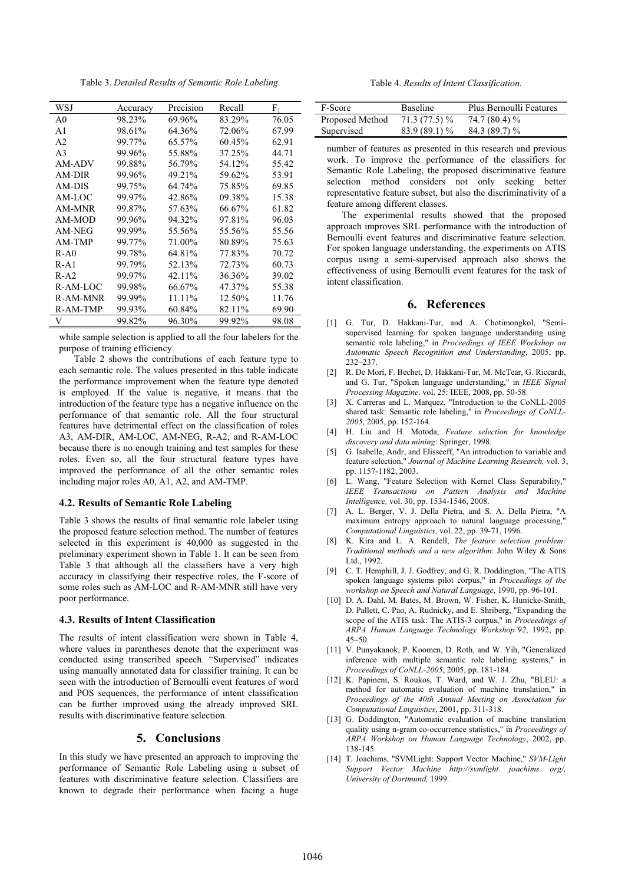Table 3. *Detailed Results of Semantic Role Labeling.*

| WSJ | Accuracy | Precision | Recall | $F_1$ |
|---|---|---|---|---|
| A0 | 98.23% | 69.96% | 83.29% | 76.05 |
| A1 | 98.61% | 64.36% | 72.06% | 67.99 |
| A2 | 99.77% | 65.57% | 60.45% | 62.91 |
| A3 | 99.96% | 55.88% | 37.25% | 44.71 |
| AM-ADV | 99.88% | 56.79% | 54.12% | 55.42 |
| AM-DIR | 99.96% | 49.21% | 59.62% | 53.91 |
| AM-DIS | 99.75% | 64.74% | 75.85% | 69.85 |
| AM-LOC | 99.97% | 42.86% | 09.38% | 15.38 |
| AM-MNR | 99.87% | 57.63% | 66.67% | 61.82 |
| AM-MOD | 99.96% | 94.32% | 97.81% | 96.03 |
| AM-NEG | 99.99% | 55.56% | 55.56% | 55.56 |
| AM-TMP | 99.77% | 71.00% | 80.89% | 75.63 |
| R-A0 | 99.78% | 64.81% | 77.83% | 70.72 |
| R-A1 | 99.79% | 52.13% | 72.73% | 60.73 |
| R-A2 | 99.97% | 42.11% | 36.36% | 39.02 |
| R-AM-LOC | 99.98% | 66.67% | 47.37% | 55.38 |
| R-AM-MNR | 99.99% | 11.11% | 12.50% | 11.76 |
| R-AM-TMP | 99.93% | 60.84% | 82.11% | 69.90 |
| V | 99.82% | 96.30% | 99.92% | 98.08 |

while sample selection is applied to all the four labelers for the purpose of training efficiency.

Table 2 shows the contributions of each feature type to each semantic role. The values presented in this table indicate the performance improvement when the feature type denoted is employed. If the value is negative, it means that the introduction of the feature type has a negative influence on the performance of that semantic role. All the four structural features have detrimental effect on the classification of roles A3, AM-DIR, AM-LOC, AM-NEG, R-A2, and R-AM-LOC because there is no enough training and test samples for these roles. Even so, all the four structural feature types have improved the performance of all the other semantic roles including major roles A0, A1, A2, and AM-TMP.

### 4.2. Results of Semantic Role Labeling

Table 3 shows the results of final semantic role labeler using the proposed feature selection method. The number of features selected in this experiment is 40,000 as suggested in the preliminary experiment shown in Table 1. It can be seen from Table 3 that although all the classifiers have a very high accuracy in classifying their respective roles, the F-score of some roles such as AM-LOC and R-AM-MNR still have very poor performance.

### 4.3. Results of Intent Classification

The results of intent classification were shown in Table 4, where values in parentheses denote that the experiment was conducted using transcribed speech. "Supervised" indicates using manually annotated data for classifier training. It can be seen with the introduction of Bernoulli event features of word and POS sequences, the performance of intent classification can be further improved using the already improved SRL results with discriminative feature selection.

## 5. Conclusions

In this study we have presented an approach to improving the performance of Semantic Role Labeling using a subset of features with discriminative feature selection. Classifiers are known to degrade their performance when facing a huge number of features as presented in this research and previous work. To improve the performance of the classifiers for Semantic Role Labeling, the proposed discriminative feature selection method considers not only seeking better representative feature subset, but also the discriminativity of a feature among different classes.

The experimental results showed that the proposed approach improves SRL performance with the introduction of Bernoulli event features and discriminative feature selection. For spoken language understanding, the experiments on ATIS corpus using a semi-supervised approach also shows the effectiveness of using Bernoulli event features for the task of intent classification.

Table 4. *Results of Intent Classification.*

| F-Score | Baseline | Plus Bernoulli Features |
|---|---|---|
| Proposed Method | 71.3 (77.5) % | 74.7 (80.4) % |
| Supervised | 83.9 (89.1) % | 84.3 (89.7) % |

## 6. References

[1] G. Tur, D. Hakkani-Tur, and A. Chotimongkol, "Semi-supervised learning for spoken language understanding using semantic role labeling," in *Proceedings of IEEE Workshop on Automatic Speech Recognition and Understanding*, 2005, pp. 232–237.

[2] R. De Mori, F. Bechet, D. Hakkani-Tur, M. McTear, G. Riccardi, and G. Tur, "Spoken language understanding," in *IEEE Signal Processing Magazine*. vol. 25: IEEE, 2008, pp. 50-58.

[3] X. Carreras and L. Marquez, "Introduction to the CoNLL-2005 shared task: Semantic role labeling," in *Proceedings of CoNLL-2005*, 2005, pp. 152-164.

[4] H. Liu and H. Motoda, *Feature selection for knowledge discovery and data mining*: Springer, 1998.

[5] G. Isabelle, Andr, and Elisseeff, "An introduction to variable and feature selection," *Journal of Machine Learning Research,* vol. 3, pp. 1157-1182, 2003.

[6] L. Wang, "Feature Selection with Kernel Class Separability," *IEEE Transactions on Pattern Analysis and Machine Intelligence,* vol. 30, pp. 1534-1546, 2008.

[7] A. L. Berger, V. J. Della Pietra, and S. A. Della Pietra, "A maximum entropy approach to natural language processing," *Computational Linguistics,* vol. 22, pp. 39-71, 1996.

[8] K. Kira and L. A. Rendell, *The feature selection problem: Traditional methods and a new algorithm*: John Wiley & Sons Ltd., 1992.

[9] C. T. Hemphill, J. J. Godfrey, and G. R. Doddington, "The ATIS spoken language systems pilot corpus," in *Proceedings of the workshop on Speech and Natural Language*, 1990, pp. 96-101.

[10] D. A. Dahl, M. Bates, M. Brown, W. Fisher, K. Hunicke-Smith, D. Pallett, C. Pao, A. Rudnicky, and E. Shriberg, "Expanding the scope of the ATIS task: The ATIS-3 corpus," in *Proceedings of ARPA Human Language Technology Workshop'92*, 1992, pp. 45–50.

[11] V. Punyakanok, P. Koomen, D. Roth, and W. Yih, "Generalized inference with multiple semantic role labeling systems," in *Proceedings of CoNLL-2005*, 2005, pp. 181-184.

[12] K. Papineni, S. Roukos, T. Ward, and W. J. Zhu, "BLEU: a method for automatic evaluation of machine translation," in *Proceedings of the 40th Annual Meeting on Association for Computational Linguistics*, 2001, pp. 311-318.

[13] G. Doddington, "Automatic evaluation of machine translation quality using n-gram co-occurrence statistics," in *Proceedings of ARPA Workshop on Human Language Technology*, 2002, pp. 138-145.

[14] T. Joachims, "SVMLight: Support Vector Machine," *SVM-Light Support Vector Machine http://svmlight. joachims. org/, University of Dortmund,* 1999.